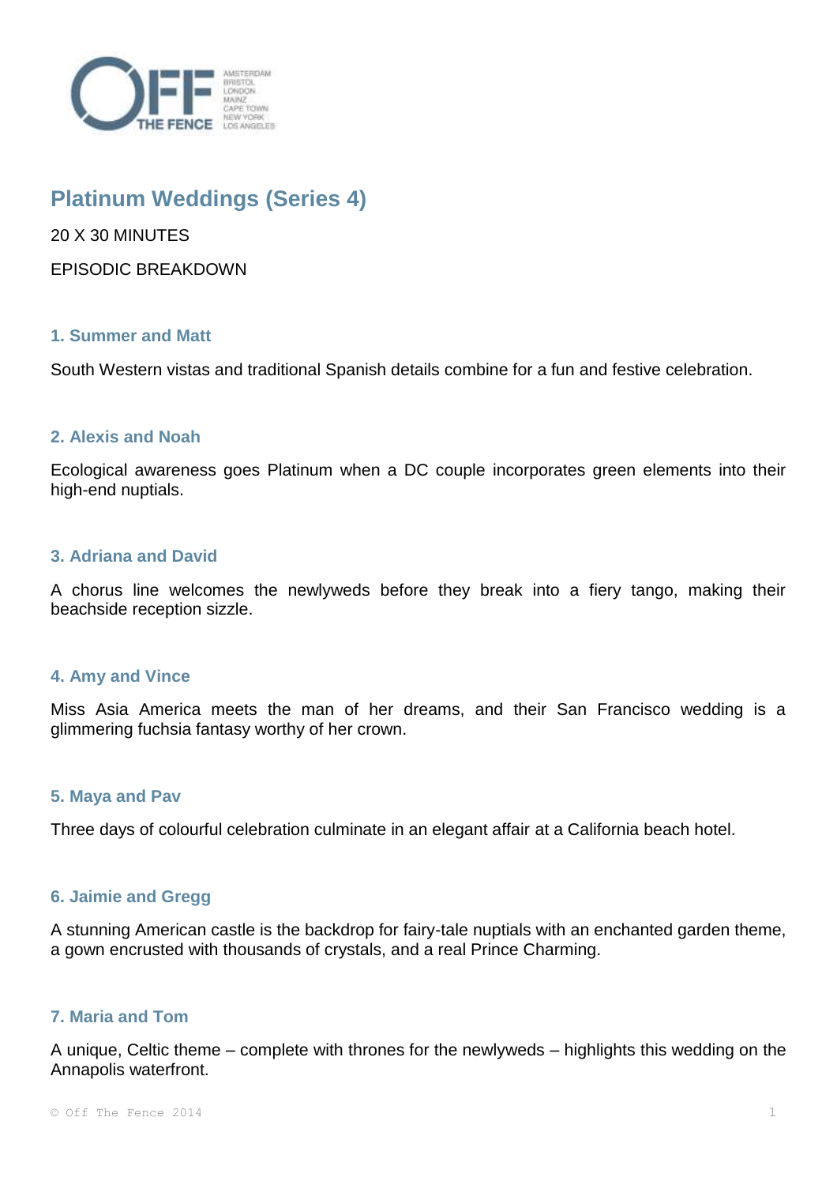# Platinum Weddings (Series 4)

20 X 30 MINUTES

EPISODIC BREAKDOWN

### 1. Summer and Matt

South Western vistas and traditional Spanish details combine for a fun and festive celebration.

### 2. Alexis and Noah

Ecological awareness goes Platinum when a DC couple incorporates green elements into their high-end nuptials.

### 3. Adriana and David

A chorus line welcomes the newlyweds before they break into a fiery tango, making their beachside reception sizzle.

### 4. Amy and Vince

Miss Asia America meets the man of her dreams, and their San Francisco wedding is a glimmering fuchsia fantasy worthy of her crown.

### 5. Maya and Pav

Three days of colourful celebration culminate in an elegant affair at a California beach hotel.

### 6. Jaimie and Gregg

A stunning American castle is the backdrop for fairy-tale nuptials with an enchanted garden theme, a gown encrusted with thousands of crystals, and a real Prince Charming.

### 7. Maria and Tom

A unique, Celtic theme – complete with thrones for the newlyweds – highlights this wedding on the Annapolis waterfront.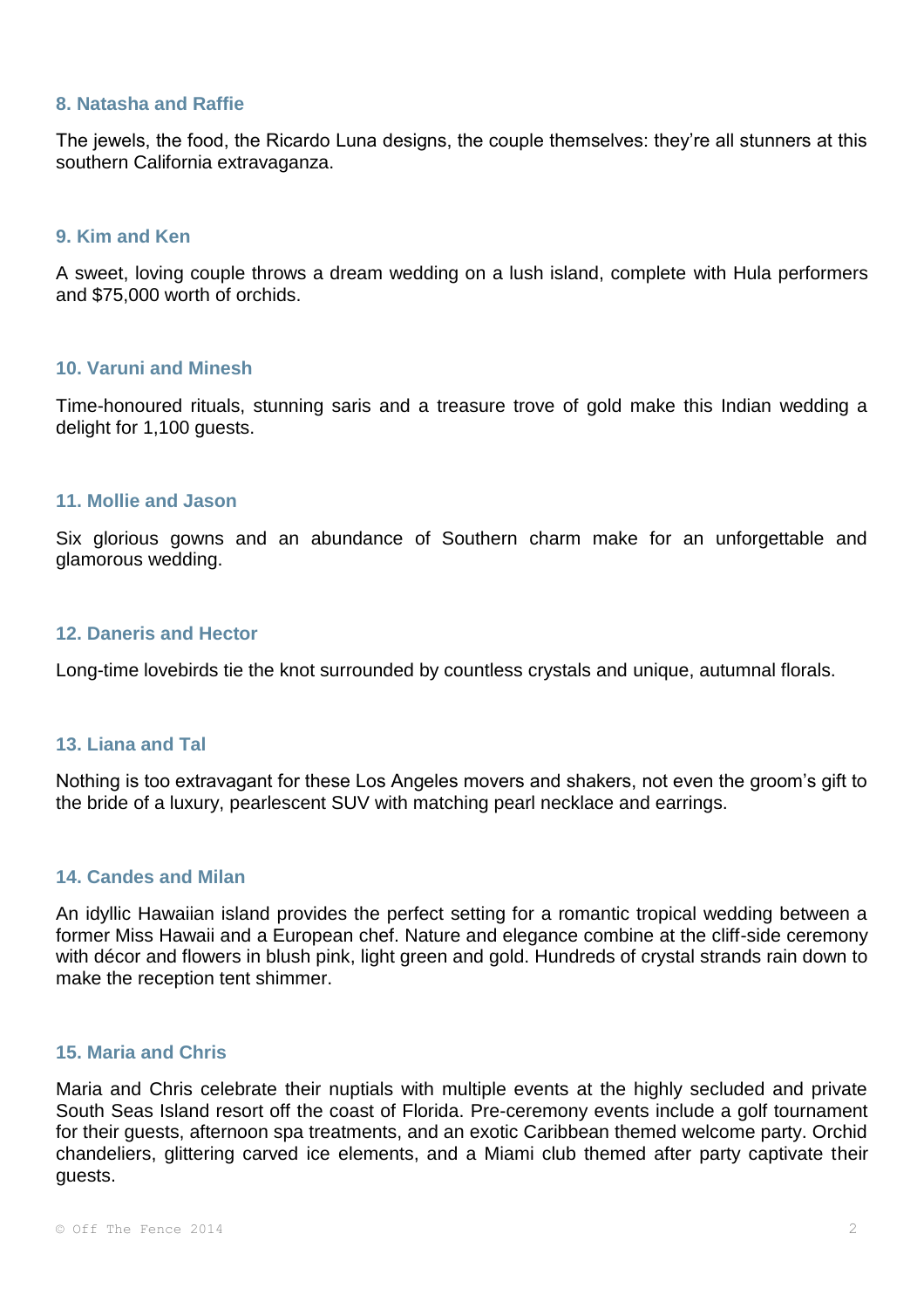### 8. Natasha and Raffie

The jewels, the food, the Ricardo Luna designs, the couple themselves: they're all stunners at this southern California extravaganza.

### 9. Kim and Ken

A sweet, loving couple throws a dream wedding on a lush island, complete with Hula performers and $75,000 worth of orchids.

### 10. Varuni and Minesh

Time-honoured rituals, stunning saris and a treasure trove of gold make this Indian wedding a delight for 1,100 guests.

### 11. Mollie and Jason

Six glorious gowns and an abundance of Southern charm make for an unforgettable and glamorous wedding.

### 12. Daneris and Hector

Long-time lovebirds tie the knot surrounded by countless crystals and unique, autumnal florals.

### 13. Liana and Tal

Nothing is too extravagant for these Los Angeles movers and shakers, not even the groom's gift to the bride of a luxury, pearlescent SUV with matching pearl necklace and earrings.

### 14. Candes and Milan

An idyllic Hawaiian island provides the perfect setting for a romantic tropical wedding between a former Miss Hawaii and a European chef. Nature and elegance combine at the cliff-side ceremony with décor and flowers in blush pink, light green and gold. Hundreds of crystal strands rain down to make the reception tent shimmer.

### 15. Maria and Chris

Maria and Chris celebrate their nuptials with multiple events at the highly secluded and private South Seas Island resort off the coast of Florida. Pre-ceremony events include a golf tournament for their guests, afternoon spa treatments, and an exotic Caribbean themed welcome party. Orchid chandeliers, glittering carved ice elements, and a Miami club themed after party captivate their guests.

© Off The Fence 2014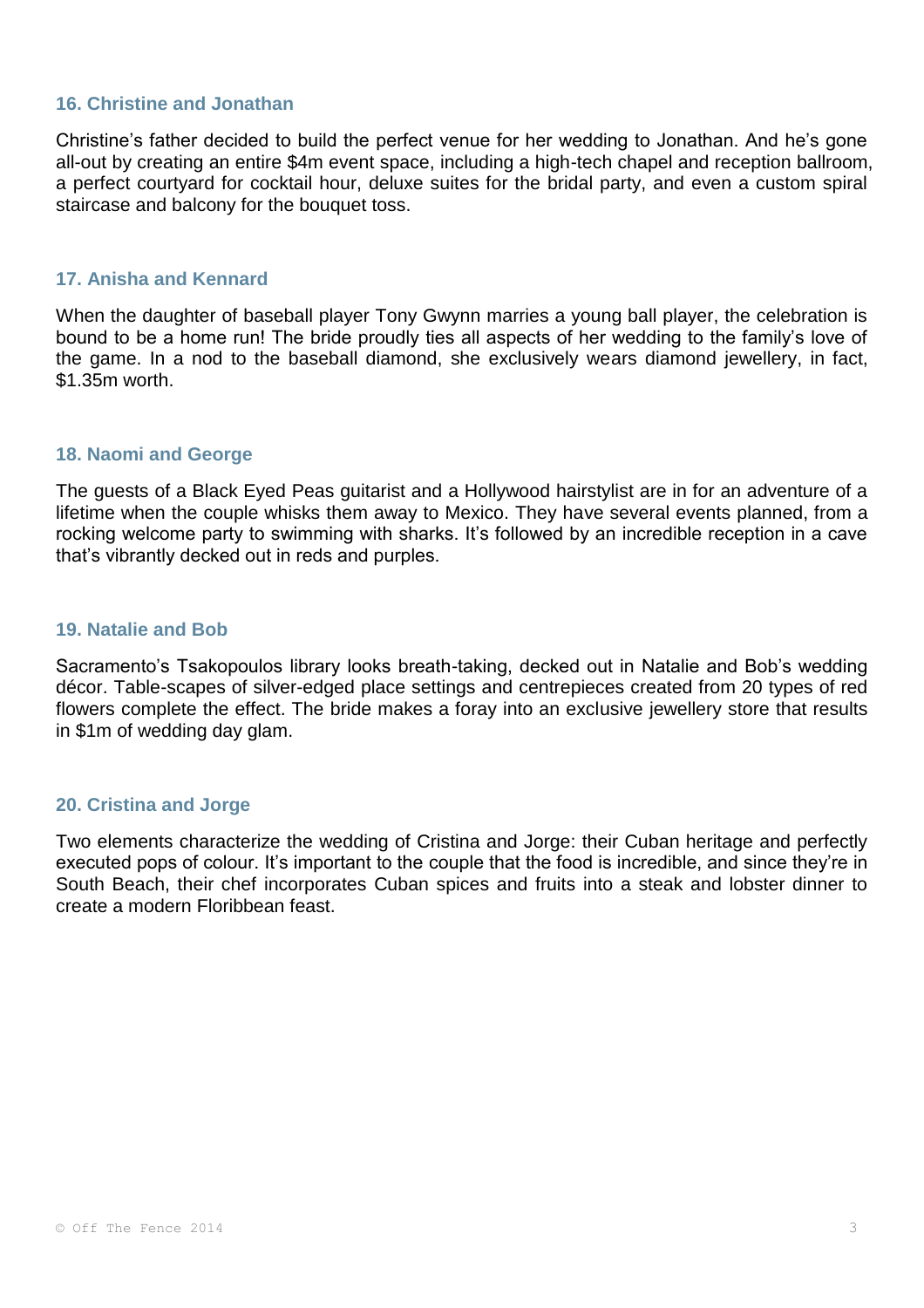### 16. Christine and Jonathan

Christine's father decided to build the perfect venue for her wedding to Jonathan. And he's gone all-out by creating an entire $4m event space, including a high-tech chapel and reception ballroom, a perfect courtyard for cocktail hour, deluxe suites for the bridal party, and even a custom spiral staircase and balcony for the bouquet toss.

### 17. Anisha and Kennard

When the daughter of baseball player Tony Gwynn marries a young ball player, the celebration is bound to be a home run! The bride proudly ties all aspects of her wedding to the family's love of the game. In a nod to the baseball diamond, she exclusively wears diamond jewellery, in fact, $1.35m worth.

### 18. Naomi and George

The guests of a Black Eyed Peas guitarist and a Hollywood hairstylist are in for an adventure of a lifetime when the couple whisks them away to Mexico. They have several events planned, from a rocking welcome party to swimming with sharks. It's followed by an incredible reception in a cave that's vibrantly decked out in reds and purples.

### 19. Natalie and Bob

Sacramento's Tsakopoulos library looks breath-taking, decked out in Natalie and Bob's wedding décor. Table-scapes of silver-edged place settings and centrepieces created from 20 types of red flowers complete the effect. The bride makes a foray into an exclusive jewellery store that results in $1m of wedding day glam.

### 20. Cristina and Jorge

Two elements characterize the wedding of Cristina and Jorge: their Cuban heritage and perfectly executed pops of colour. It's important to the couple that the food is incredible, and since they're in South Beach, their chef incorporates Cuban spices and fruits into a steak and lobster dinner to create a modern Floribbean feast.